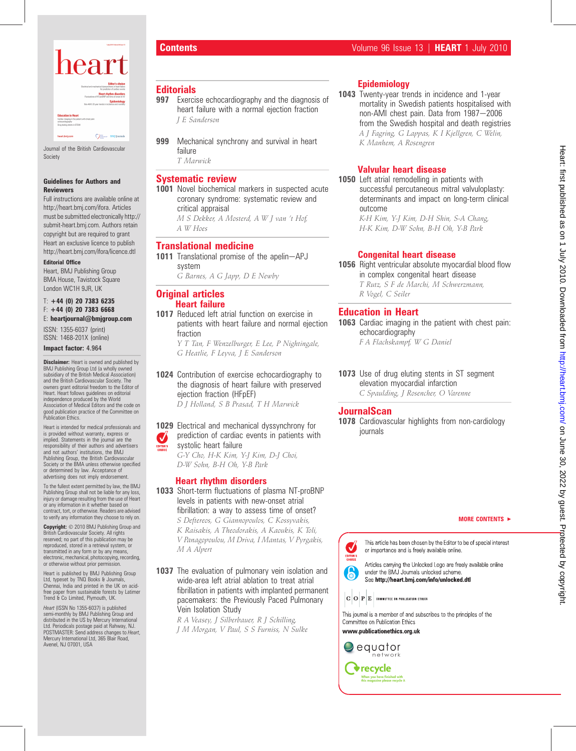Journal of the British Cardiovascular Society

**Guidelines for Authors and Reviewers**

Full instructions are available online at http://heart.bmj.com/ifora. Articles must be submitted electronically http://submit-heart.bmj.com. Authors retain copyright but are required to grant Heart an exclusive licence to publish http://heart.bmj.com/ifora/licence.dtl

**Editorial Office**

Heart, BMJ Publishing Group
BMA House, Tavistock Square
London WC1H 9JR, UK

T: **+44 (0) 20 7383 6235**
F: **+44 (0) 20 7383 6668**
E: **heartjournal@bmjgroup.com**

ISSN: 1355-6037 (print)
ISSN: 1468-201X (online)

**Impact factor:** 4.964

**Disclaimer:** Heart is owned and published by BMJ Publishing Group Ltd (a wholly owned subsidiary of the British Medical Association) and the British Cardiovascular Society. The owners grant editorial freedom to the Editor of Heart. Heart follows guidelines on editorial independence produced by the World Association of Medical Editors and the code on good publication practice of the Committee on Publication Ethics.

Heart is intended for medical professionals and is provided without warranty, express or implied. Statements in the journal are the responsibility of their authors and advertisers and not authors' institutions, the BMJ Publishing Group, the British Cardiovascular Society or the BMA unless otherwise specified or determined by law. Acceptance of advertising does not imply endorsement.

To the fullest extent permitted by law, the BMJ Publishing Group shall not be liable for any loss, injury or damage resulting from the use of Heart or any information in it whether based on contract, tort, or otherwise. Readers are advised to verify any information they choose to rely on.

**Copyright:** © 2010 BMJ Publishing Group and British Cardiovascular Society. All rights reserved; no part of this publication may be reproduced, stored in a retrieval system, or transmitted in any form or by any means, electronic, mechanical, photocopying, recording, or otherwise without prior permission.

Heart is published by BMJ Publishing Group Ltd, typeset by TNQ Books & Journals, Chennai, India and printed in the UK on acid-free paper from sustainable forests by Latimer Trend & Co Limited, Plymouth, UK.

*Heart* (ISSN No 1355-6037) is published semi-monthly by BMJ Publishing Group and distributed in the US by Mercury International Ltd. Periodicals postage paid at Rahway, NJ. POSTMASTER: Send address changes to *Heart*, Mercury International Ltd, 365 Blair Road, Avenel, NJ 07001, USA

# Contents

## Editorials

**997** Exercise echocardiography and the diagnosis of heart failure with a normal ejection fraction
*J E Sanderson*

**999** Mechanical synchrony and survival in heart failure
*T Marwick*

## Systematic review

**1001** Novel biochemical markers in suspected acute coronary syndrome: systematic review and critical appraisal
*M S Dekker, A Mosterd, A W J van 't Hof, A W Hoes*

## Translational medicine

**1011** Translational promise of the apelin—APJ system
*G Barnes, A G Japp, D E Newby*

## Original articles

### Heart failure

**1017** Reduced left atrial function on exercise in patients with heart failure and normal ejection fraction
*Y T Tan, F Wenzelburger, E Lee, P Nightingale, G Heatlie, F Leyva, J E Sanderson*

**1024** Contribution of exercise echocardiography to the diagnosis of heart failure with preserved ejection fraction (HFpEF)
*D J Holland, S B Prasad, T H Marwick*

**1029** Electrical and mechanical dyssynchrony for prediction of cardiac events in patients with systolic heart failure (EDITOR'S CHOICE)
*G-Y Cho, H-K Kim, Y-J Kim, D-J Choi, D-W Sohn, Y-B Park*

### Heart rhythm disorders

**1033** Short-term fluctuations of plasma NT-proBNP levels in patients with new-onset atrial fibrillation: a way to assess time of onset?
*S Deftereos, G Giannopoulos, C Kossyvakis, K Raisakis, A Theodorakis, A Kaoukis, K Toli, V Panagopoulou, M Driva, I Mantas, V Pyrgakis, M A Alpert*

**1037** The evaluation of pulmonary vein isolation and wide-area left atrial ablation to treat atrial fibrillation in patients with implanted permanent pacemakers: the Previously Paced Pulmonary Vein Isolation Study
*R A Veasey, J Silberbauer, R J Schilling, J M Morgan, V Paul, S S Furniss, N Sulke*

### Epidemiology

**1043** Twenty-year trends in incidence and 1-year mortality in Swedish patients hospitalised with non-AMI chest pain. Data from 1987—2006 from the Swedish hospital and death registries
*A J Fagring, G Lappas, K I Kjellgren, C Welin, K Manhem, A Rosengren*

### Valvular heart disease

**1050** Left atrial remodelling in patients with successful percutaneous mitral valvuloplasty: determinants and impact on long-term clinical outcome
*K-H Kim, Y-J Kim, D-H Shin, S-A Chang, H-K Kim, D-W Sohn, B-H Oh, Y-B Park*

### Congenital heart disease

**1056** Right ventricular absolute myocardial blood flow in complex congenital heart disease
*T Rutz, S F de Marchi, M Schwerzmann, R Vogel, C Seiler*

## Education in Heart

**1063** Cardiac imaging in the patient with chest pain: echocardiography
*F A Flachskampf, W G Daniel*

**1073** Use of drug eluting stents in ST segment elevation myocardial infarction
*C Spaulding, J Rosencher, O Varenne*

## JournalScan

**1078** Cardiovascular highlights from non-cardiology journals

MORE CONTENTS ►

EDITOR'S CHOICE: This article has been chosen by the Editor to be of special interest or importance and is freely available online.

Articles carrying the Unlocked Logo are freely available online under the BMJ Journals unlocked scheme. See **http://heart.bmj.com/info/unlocked.dtl**

COPE COMMITTEE ON PUBLICATION ETHICS

This journal is a member of and subscribes to the principles of the Committee on Publication Ethics
**www.publicationethics.org.uk**

equator network

recycle — When you have finished with this magazine please recycle it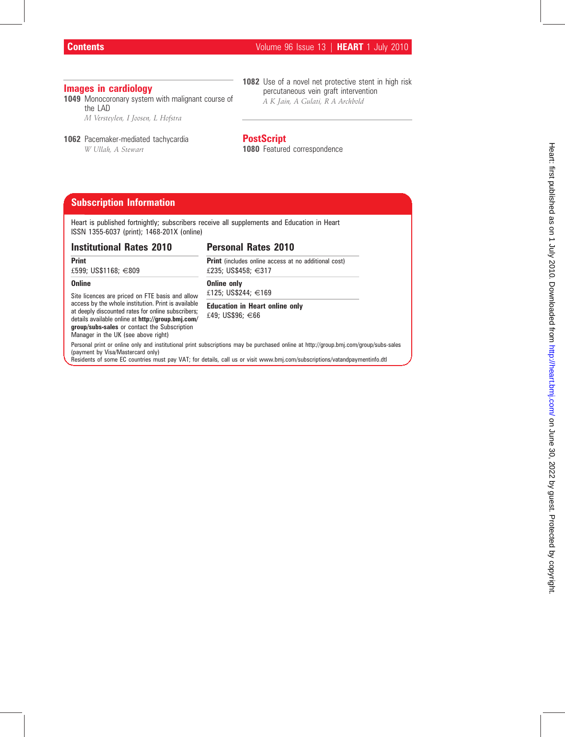## Images in cardiology

**1049** Monocoronary system with malignant course of the LAD
*M Versteylen, I Joosen, L Hofstra*

**1062** Pacemaker-mediated tachycardia
*W Ullah, A Stewart*

**1082** Use of a novel net protective stent in high risk percutaneous vein graft intervention
*A K Jain, A Gulati, R A Archbold*

## PostScript

**1080** Featured correspondence

## Subscription Information

Heart is published fortnightly; subscribers receive all supplements and Education in Heart
ISSN 1355-6037 (print); 1468-201X (online)

### Institutional Rates 2010

**Print**
£599; US$1168; €809

**Online**

Site licences are priced on FTE basis and allow access by the whole institution. Print is available at deeply discounted rates for online subscribers; details available online at **http://group.bmj.com/group/subs-sales** or contact the Subscription Manager in the UK (see above right)

### Personal Rates 2010

**Print** (includes online access at no additional cost)
£235; US$458; €317

**Online only**
£125; US$244; €169

**Education in Heart online only**
£49; US$96; €66

Personal print or online only and institutional print subscriptions may be purchased online at http://group.bmj.com/group/subs-sales (payment by Visa/Mastercard only)
Residents of some EC countries must pay VAT; for details, call us or visit www.bmj.com/subscriptions/vatandpaymentinfo.dtl